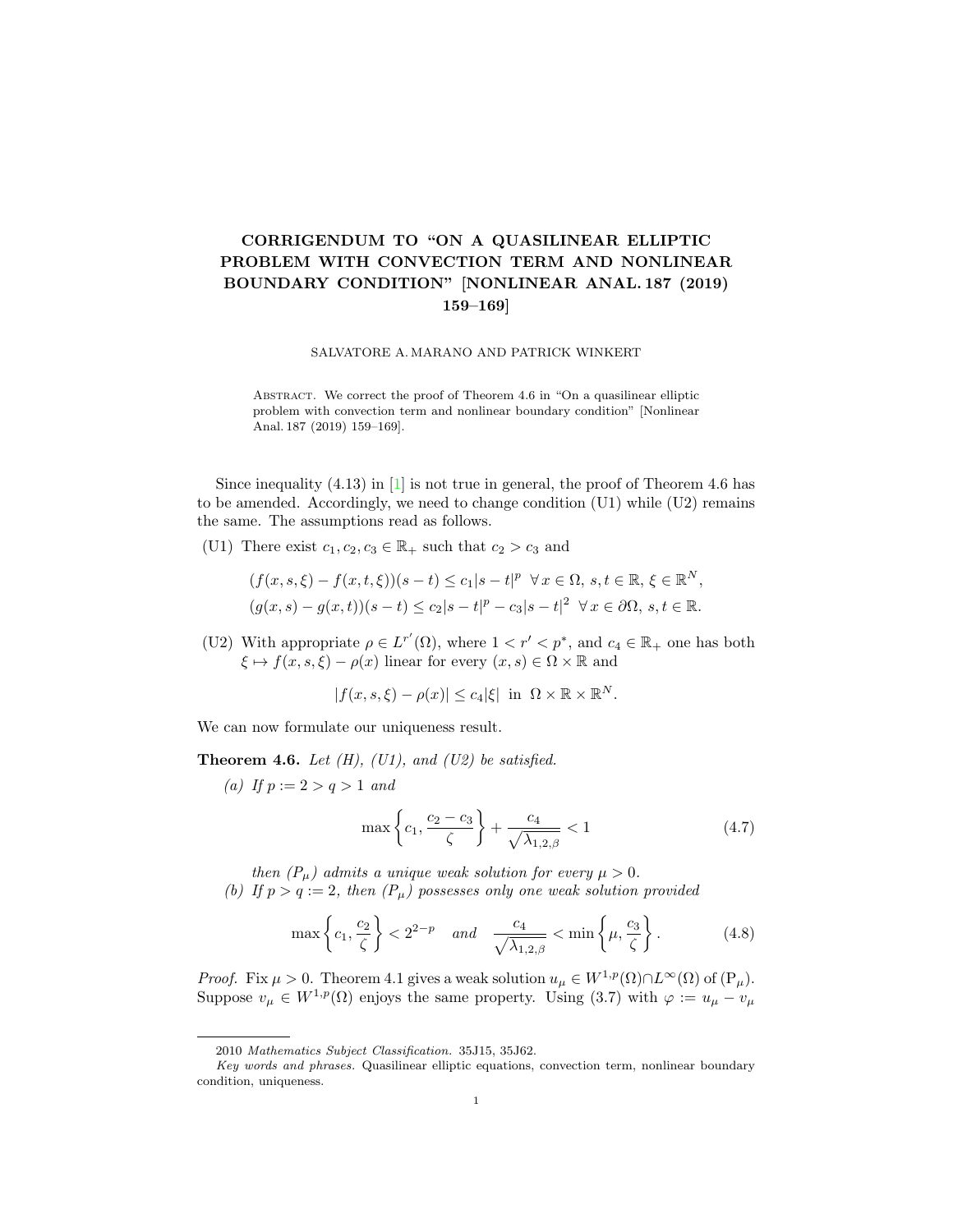# CORRIGENDUM TO "ON A QUASILINEAR ELLIPTIC PROBLEM WITH CONVECTION TERM AND NONLINEAR BOUNDARY CONDITION" [NONLINEAR ANAL. 187 (2019) 159–169]

SALVATORE A. MARANO AND PATRICK WINKERT

Abstract. We correct the proof of Theorem 4.6 in "On a quasilinear elliptic problem with convection term and nonlinear boundary condition" [Nonlinear Anal. 187 (2019) 159–169].

Since inequality (4.13) in [1] is not true in general, the proof of Theorem 4.6 has to be amended. Accordingly, we need to change condition (U1) while (U2) remains the same. The assumptions read as follows.

(U1) There exist $c_1, c_2, c_3 \in \mathbb{R}_+$ such that $c_2 > c_3$ and

$$(f(x,s,\xi) - f(x,t,\xi))(s-t) \leq c_1|s-t|^p \quad \forall\, x \in \Omega,\ s,t \in \mathbb{R},\ \xi \in \mathbb{R}^N,$$
$$(g(x,s) - g(x,t))(s-t) \leq c_2|s-t|^p - c_3|s-t|^2 \quad \forall\, x \in \partial\Omega,\ s,t \in \mathbb{R}.$$

(U2) With appropriate $\rho \in L^{r'}(\Omega)$, where $1 < r' < p^*$, and $c_4 \in \mathbb{R}_+$ one has both $\xi \mapsto f(x,s,\xi) - \rho(x)$ linear for every $(x,s) \in \Omega \times \mathbb{R}$ and

$$|f(x,s,\xi) - \rho(x)| \leq c_4|\xi| \ \text{ in } \ \Omega \times \mathbb{R} \times \mathbb{R}^N.$$

We can now formulate our uniqueness result.

**Theorem 4.6.** *Let (H), (U1), and (U2) be satisfied.*

*(a) If $p := 2 > q > 1$ and*

$$\max\left\{c_1, \frac{c_2 - c_3}{\zeta}\right\} + \frac{c_4}{\sqrt{\lambda_{1,2,\beta}}} < 1 \tag{4.7}$$

*then $(P_\mu)$ admits a unique weak solution for every $\mu > 0$.*

*(b) If $p > q := 2$, then $(P_\mu)$ possesses only one weak solution provided*

$$\max\left\{c_1, \frac{c_2}{\zeta}\right\} < 2^{2-p} \quad \text{and} \quad \frac{c_4}{\sqrt{\lambda_{1,2,\beta}}} < \min\left\{\mu, \frac{c_3}{\zeta}\right\}. \tag{4.8}$$

*Proof.* Fix $\mu > 0$. Theorem 4.1 gives a weak solution $u_\mu \in W^{1,p}(\Omega) \cap L^\infty(\Omega)$ of $(\mathrm{P}_\mu)$. Suppose $v_\mu \in W^{1,p}(\Omega)$ enjoys the same property. Using (3.7) with $\varphi := u_\mu - v_\mu$

---

2010 *Mathematics Subject Classification.* 35J15, 35J62.

*Key words and phrases.* Quasilinear elliptic equations, convection term, nonlinear boundary condition, uniqueness.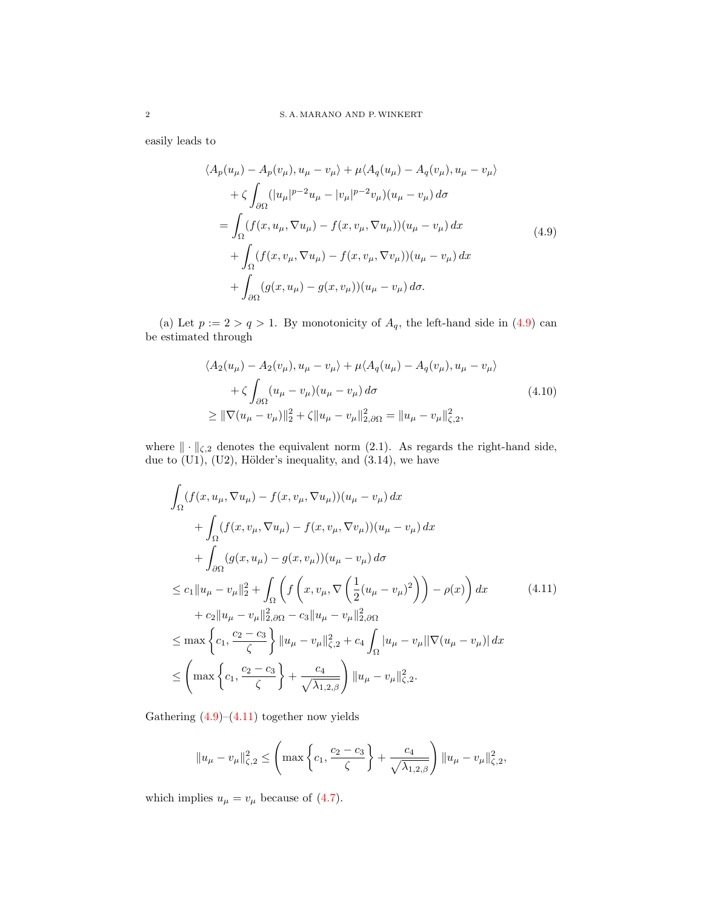easily leads to

$$
\begin{aligned}
&\langle A_p(u_\mu) - A_p(v_\mu), u_\mu - v_\mu \rangle + \mu \langle A_q(u_\mu) - A_q(v_\mu), u_\mu - v_\mu \rangle \\
&\qquad + \zeta \int_{\partial\Omega} (|u_\mu|^{p-2} u_\mu - |v_\mu|^{p-2} v_\mu)(u_\mu - v_\mu)\, d\sigma \\
&\quad = \int_\Omega (f(x, u_\mu, \nabla u_\mu) - f(x, v_\mu, \nabla u_\mu))(u_\mu - v_\mu)\, dx \\
&\qquad + \int_\Omega (f(x, v_\mu, \nabla u_\mu) - f(x, v_\mu, \nabla v_\mu))(u_\mu - v_\mu)\, dx \\
&\qquad + \int_{\partial\Omega} (g(x, u_\mu) - g(x, v_\mu))(u_\mu - v_\mu)\, d\sigma.
\end{aligned}
\tag{4.9}
$$

(a) Let $p := 2 > q > 1$. By monotonicity of $A_q$, the left-hand side in (4.9) can be estimated through

$$
\begin{aligned}
&\langle A_2(u_\mu) - A_2(v_\mu), u_\mu - v_\mu \rangle + \mu \langle A_q(u_\mu) - A_q(v_\mu), u_\mu - v_\mu \rangle \\
&\qquad + \zeta \int_{\partial\Omega} (u_\mu - v_\mu)(u_\mu - v_\mu)\, d\sigma \\
&\quad \geq \|\nabla(u_\mu - v_\mu)\|_2^2 + \zeta \|u_\mu - v_\mu\|_{2,\partial\Omega}^2 = \|u_\mu - v_\mu\|_{\zeta,2}^2,
\end{aligned}
\tag{4.10}
$$

where $\|\cdot\|_{\zeta,2}$ denotes the equivalent norm (2.1). As regards the right-hand side, due to (U1), (U2), Hölder's inequality, and (3.14), we have

$$
\begin{aligned}
&\int_\Omega (f(x, u_\mu, \nabla u_\mu) - f(x, v_\mu, \nabla u_\mu))(u_\mu - v_\mu)\, dx \\
&\qquad + \int_\Omega (f(x, v_\mu, \nabla u_\mu) - f(x, v_\mu, \nabla v_\mu))(u_\mu - v_\mu)\, dx \\
&\qquad + \int_{\partial\Omega} (g(x, u_\mu) - g(x, v_\mu))(u_\mu - v_\mu)\, d\sigma \\
&\leq c_1 \|u_\mu - v_\mu\|_2^2 + \int_\Omega \left( f\left(x, v_\mu, \nabla \left( \frac{1}{2}(u_\mu - v_\mu)^2 \right) \right) - \rho(x) \right) dx \\
&\qquad + c_2 \|u_\mu - v_\mu\|_{2,\partial\Omega}^2 - c_3 \|u_\mu - v_\mu\|_{2,\partial\Omega}^2 \\
&\leq \max\left\{ c_1, \frac{c_2 - c_3}{\zeta} \right\} \|u_\mu - v_\mu\|_{\zeta,2}^2 + c_4 \int_\Omega |u_\mu - v_\mu| |\nabla(u_\mu - v_\mu)|\, dx \\
&\leq \left( \max\left\{ c_1, \frac{c_2 - c_3}{\zeta} \right\} + \frac{c_4}{\sqrt{\lambda_{1,2,\beta}}} \right) \|u_\mu - v_\mu\|_{\zeta,2}^2.
\end{aligned}
\tag{4.11}
$$

Gathering (4.9)–(4.11) together now yields

$$
\|u_\mu - v_\mu\|_{\zeta,2}^2 \leq \left( \max\left\{ c_1, \frac{c_2 - c_3}{\zeta} \right\} + \frac{c_4}{\sqrt{\lambda_{1,2,\beta}}} \right) \|u_\mu - v_\mu\|_{\zeta,2}^2,
$$

which implies $u_\mu = v_\mu$ because of (4.7).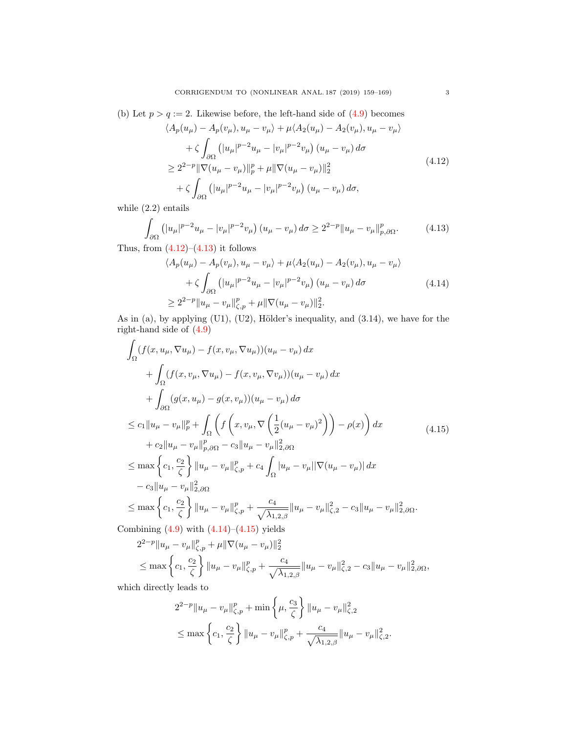(b) Let $p > q := 2$. Likewise before, the left-hand side of (4.9) becomes

$$
\begin{aligned}
&\langle A_p(u_\mu) - A_p(v_\mu), u_\mu - v_\mu\rangle + \mu\langle A_2(u_\mu) - A_2(v_\mu), u_\mu - v_\mu\rangle \\
&\qquad + \zeta \int_{\partial\Omega} \left(|u_\mu|^{p-2}u_\mu - |v_\mu|^{p-2}v_\mu\right)(u_\mu - v_\mu)\, d\sigma \\
&\geq 2^{2-p}\|\nabla(u_\mu - v_\mu)\|_p^p + \mu\|\nabla(u_\mu - v_\mu)\|_2^2 \\
&\qquad + \zeta \int_{\partial\Omega} \left(|u_\mu|^{p-2}u_\mu - |v_\mu|^{p-2}v_\mu\right)(u_\mu - v_\mu)\, d\sigma,
\end{aligned}
\tag{4.12}
$$

while (2.2) entails

$$
\int_{\partial\Omega} \left(|u_\mu|^{p-2}u_\mu - |v_\mu|^{p-2}v_\mu\right)(u_\mu - v_\mu)\, d\sigma \geq 2^{2-p}\|u_\mu - v_\mu\|_{p,\partial\Omega}^p. \tag{4.13}
$$

Thus, from (4.12)–(4.13) it follows

$$
\begin{aligned}
&\langle A_p(u_\mu) - A_p(v_\mu), u_\mu - v_\mu\rangle + \mu\langle A_2(u_\mu) - A_2(v_\mu), u_\mu - v_\mu\rangle \\
&\qquad + \zeta \int_{\partial\Omega} \left(|u_\mu|^{p-2}u_\mu - |v_\mu|^{p-2}v_\mu\right)(u_\mu - v_\mu)\, d\sigma \\
&\geq 2^{2-p}\|u_\mu - v_\mu\|_{\zeta,p}^p + \mu\|\nabla(u_\mu - v_\mu)\|_2^2.
\end{aligned}
\tag{4.14}
$$

As in (a), by applying (U1), (U2), Hölder's inequality, and (3.14), we have for the right-hand side of (4.9)

$$
\begin{aligned}
&\int_\Omega (f(x, u_\mu, \nabla u_\mu) - f(x, v_\mu, \nabla u_\mu))(u_\mu - v_\mu)\, dx \\
&\qquad + \int_\Omega (f(x, v_\mu, \nabla u_\mu) - f(x, v_\mu, \nabla v_\mu))(u_\mu - v_\mu)\, dx \\
&\qquad + \int_{\partial\Omega} (g(x, u_\mu) - g(x, v_\mu))(u_\mu - v_\mu)\, d\sigma \\
&\leq c_1\|u_\mu - v_\mu\|_p^p + \int_\Omega \left( f\left(x, v_\mu, \nabla\left(\frac{1}{2}(u_\mu - v_\mu)^2\right)\right) - \rho(x)\right) dx \\
&\qquad + c_2\|u_\mu - v_\mu\|_{p,\partial\Omega}^p - c_3\|u_\mu - v_\mu\|_{2,\partial\Omega}^2 \\
&\leq \max\left\{c_1, \frac{c_2}{\zeta}\right\}\|u_\mu - v_\mu\|_{\zeta,p}^p + c_4\int_\Omega |u_\mu - v_\mu||\nabla(u_\mu - v_\mu)|\, dx \\
&\quad - c_3\|u_\mu - v_\mu\|_{2,\partial\Omega}^2 \\
&\leq \max\left\{c_1, \frac{c_2}{\zeta}\right\}\|u_\mu - v_\mu\|_{\zeta,p}^p + \frac{c_4}{\sqrt{\lambda_{1,2,\beta}}}\|u_\mu - v_\mu\|_{\zeta,2}^2 - c_3\|u_\mu - v_\mu\|_{2,\partial\Omega}^2.
\end{aligned}
\tag{4.15}
$$

Combining (4.9) with (4.14)–(4.15) yields

$$
\begin{aligned}
&2^{2-p}\|u_\mu - v_\mu\|_{\zeta,p}^p + \mu\|\nabla(u_\mu - v_\mu)\|_2^2 \\
&\leq \max\left\{c_1, \frac{c_2}{\zeta}\right\}\|u_\mu - v_\mu\|_{\zeta,p}^p + \frac{c_4}{\sqrt{\lambda_{1,2,\beta}}}\|u_\mu - v_\mu\|_{\zeta,2}^2 - c_3\|u_\mu - v_\mu\|_{2,\partial\Omega}^2,
\end{aligned}
$$

which directly leads to

$$
\begin{aligned}
&2^{2-p}\|u_\mu - v_\mu\|_{\zeta,p}^p + \min\left\{\mu, \frac{c_3}{\zeta}\right\}\|u_\mu - v_\mu\|_{\zeta,2}^2 \\
&\leq \max\left\{c_1, \frac{c_2}{\zeta}\right\}\|u_\mu - v_\mu\|_{\zeta,p}^p + \frac{c_4}{\sqrt{\lambda_{1,2,\beta}}}\|u_\mu - v_\mu\|_{\zeta,2}^2.
\end{aligned}
$$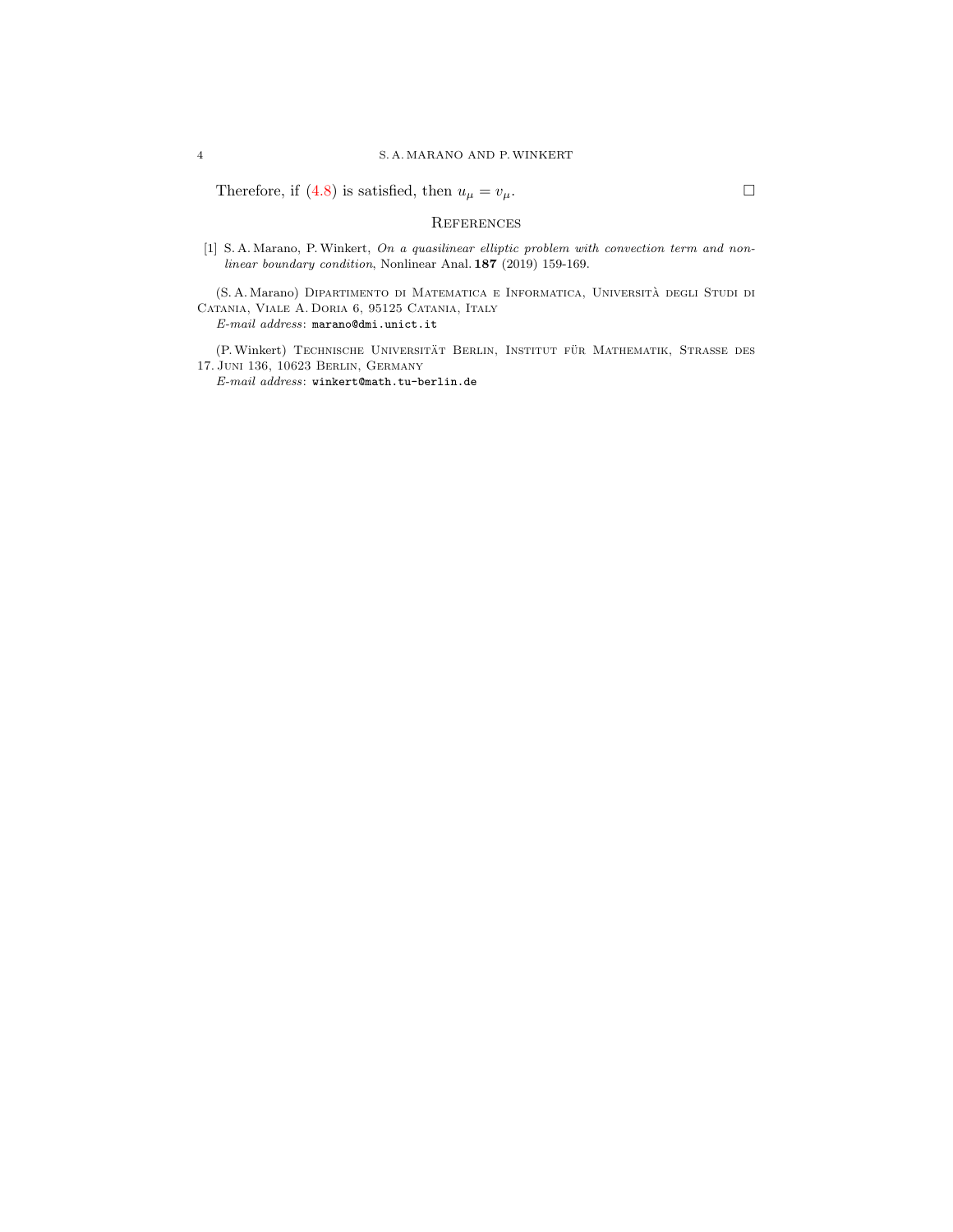Therefore, if (4.8) is satisfied, then $u_\mu = v_\mu$. $\square$

## References

[1] S. A. Marano, P. Winkert, *On a quasilinear elliptic problem with convection term and nonlinear boundary condition*, Nonlinear Anal. **187** (2019) 159-169.

(S. A. Marano) Dipartimento di Matematica e Informatica, Università degli Studi di Catania, Viale A. Doria 6, 95125 Catania, Italy
*E-mail address*: marano@dmi.unict.it

(P. Winkert) Technische Universität Berlin, Institut für Mathematik, Strasse des 17. Juni 136, 10623 Berlin, Germany
*E-mail address*: winkert@math.tu-berlin.de